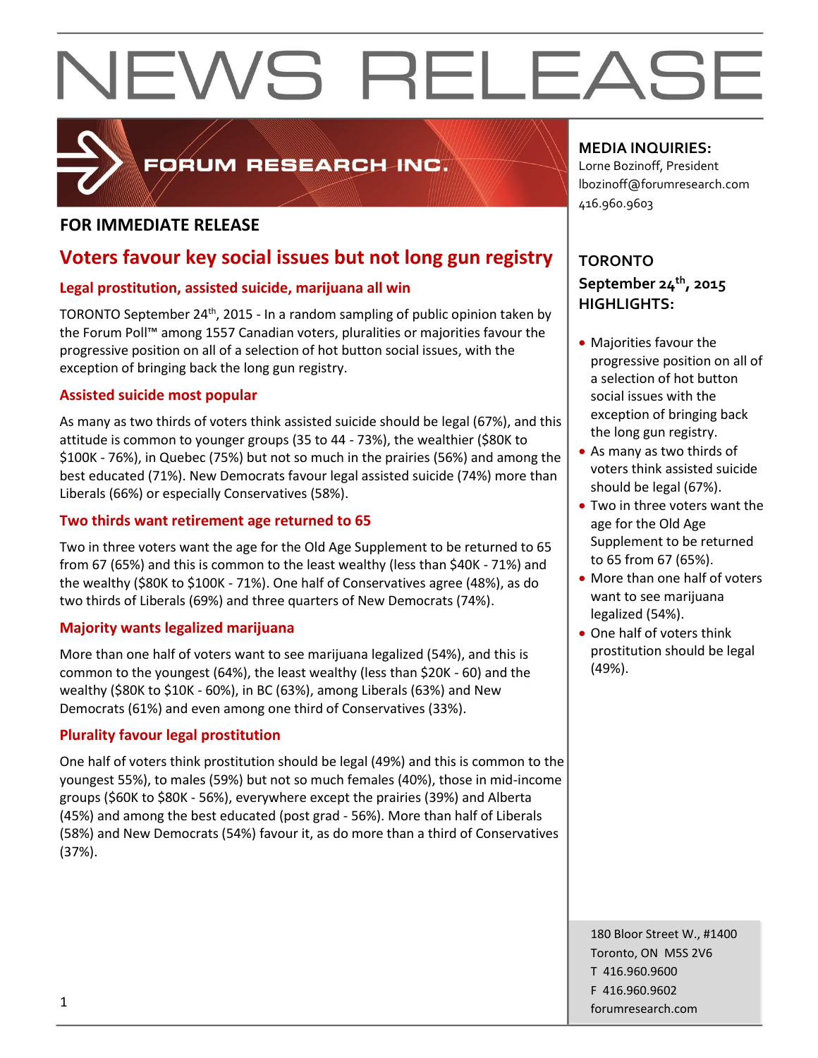# NEWS RELEASE

FORUM RESEARCH INC.

**FOR IMMEDIATE RELEASE**

## Voters favour key social issues but not long gun registry

### Legal prostitution, assisted suicide, marijuana all win

TORONTO September 24th, 2015 - In a random sampling of public opinion taken by the Forum Poll™ among 1557 Canadian voters, pluralities or majorities favour the progressive position on all of a selection of hot button social issues, with the exception of bringing back the long gun registry.

### Assisted suicide most popular

As many as two thirds of voters think assisted suicide should be legal (67%), and this attitude is common to younger groups (35 to 44 - 73%), the wealthier ($80K to $100K - 76%), in Quebec (75%) but not so much in the prairies (56%) and among the best educated (71%). New Democrats favour legal assisted suicide (74%) more than Liberals (66%) or especially Conservatives (58%).

### Two thirds want retirement age returned to 65

Two in three voters want the age for the Old Age Supplement to be returned to 65 from 67 (65%) and this is common to the least wealthy (less than $40K - 71%) and the wealthy ($80K to $100K - 71%). One half of Conservatives agree (48%), as do two thirds of Liberals (69%) and three quarters of New Democrats (74%).

### Majority wants legalized marijuana

More than one half of voters want to see marijuana legalized (54%), and this is common to the youngest (64%), the least wealthy (less than $20K - 60) and the wealthy ($80K to $10K - 60%), in BC (63%), among Liberals (63%) and New Democrats (61%) and even among one third of Conservatives (33%).

### Plurality favour legal prostitution

One half of voters think prostitution should be legal (49%) and this is common to the youngest 55%), to males (59%) but not so much females (40%), those in mid-income groups ($60K to $80K - 56%), everywhere except the prairies (39%) and Alberta (45%) and among the best educated (post grad - 56%). More than half of Liberals (58%) and New Democrats (54%) favour it, as do more than a third of Conservatives (37%).

**MEDIA INQUIRIES:**
Lorne Bozinoff, President
lbozinoff@forumresearch.com
416.960.9603

**TORONTO**
**September 24th, 2015**
**HIGHLIGHTS:**

- Majorities favour the progressive position on all of a selection of hot button social issues with the exception of bringing back the long gun registry.
- As many as two thirds of voters think assisted suicide should be legal (67%).
- Two in three voters want the age for the Old Age Supplement to be returned to 65 from 67 (65%).
- More than one half of voters want to see marijuana legalized (54%).
- One half of voters think prostitution should be legal (49%).

180 Bloor Street W., #1400
Toronto, ON M5S 2V6
T 416.960.9600
F 416.960.9602
forumresearch.com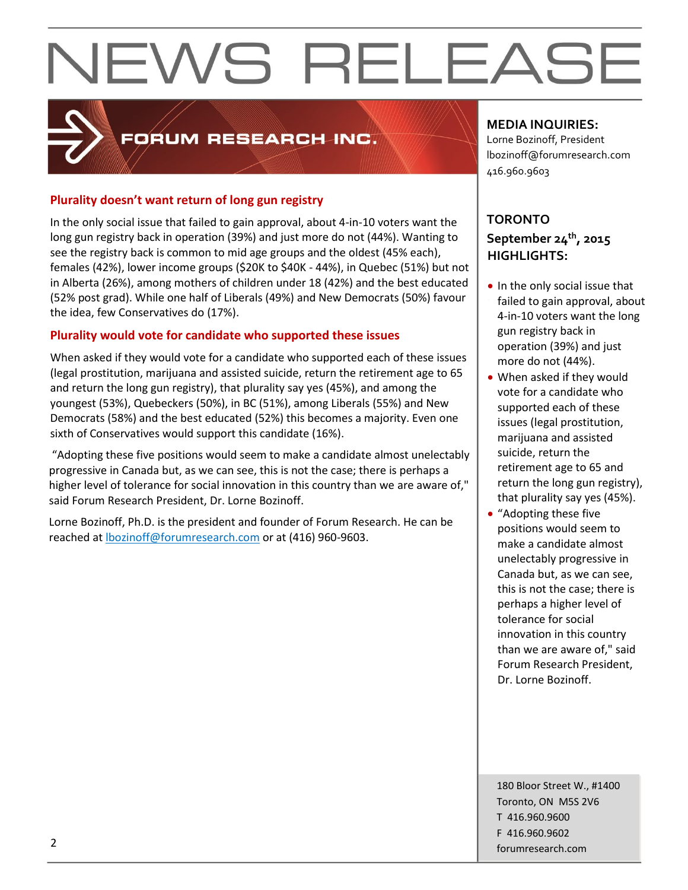# NEWS RELEASE

FORUM RESEARCH INC.

**MEDIA INQUIRIES:**
Lorne Bozinoff, President
lbozinoff@forumresearch.com
416.960.9603

**TORONTO**
**September 24th, 2015**
**HIGHLIGHTS:**

- In the only social issue that failed to gain approval, about 4-in-10 voters want the long gun registry back in operation (39%) and just more do not (44%).
- When asked if they would vote for a candidate who supported each of these issues (legal prostitution, marijuana and assisted suicide, return the retirement age to 65 and return the long gun registry), that plurality say yes (45%).
- "Adopting these five positions would seem to make a candidate almost unelectably progressive in Canada but, as we can see, this is not the case; there is perhaps a higher level of tolerance for social innovation in this country than we are aware of," said Forum Research President, Dr. Lorne Bozinoff.

## Plurality doesn't want return of long gun registry

In the only social issue that failed to gain approval, about 4-in-10 voters want the long gun registry back in operation (39%) and just more do not (44%). Wanting to see the registry back is common to mid age groups and the oldest (45% each), females (42%), lower income groups ($20K to $40K - 44%), in Quebec (51%) but not in Alberta (26%), among mothers of children under 18 (42%) and the best educated (52% post grad). While one half of Liberals (49%) and New Democrats (50%) favour the idea, few Conservatives do (17%).

## Plurality would vote for candidate who supported these issues

When asked if they would vote for a candidate who supported each of these issues (legal prostitution, marijuana and assisted suicide, return the retirement age to 65 and return the long gun registry), that plurality say yes (45%), and among the youngest (53%), Quebeckers (50%), in BC (51%), among Liberals (55%) and New Democrats (58%) and the best educated (52%) this becomes a majority. Even one sixth of Conservatives would support this candidate (16%).

"Adopting these five positions would seem to make a candidate almost unelectably progressive in Canada but, as we can see, this is not the case; there is perhaps a higher level of tolerance for social innovation in this country than we are aware of," said Forum Research President, Dr. Lorne Bozinoff.

Lorne Bozinoff, Ph.D. is the president and founder of Forum Research. He can be reached at lbozinoff@forumresearch.com or at (416) 960-9603.

180 Bloor Street W., #1400
Toronto, ON M5S 2V6
T 416.960.9600
F 416.960.9602
forumresearch.com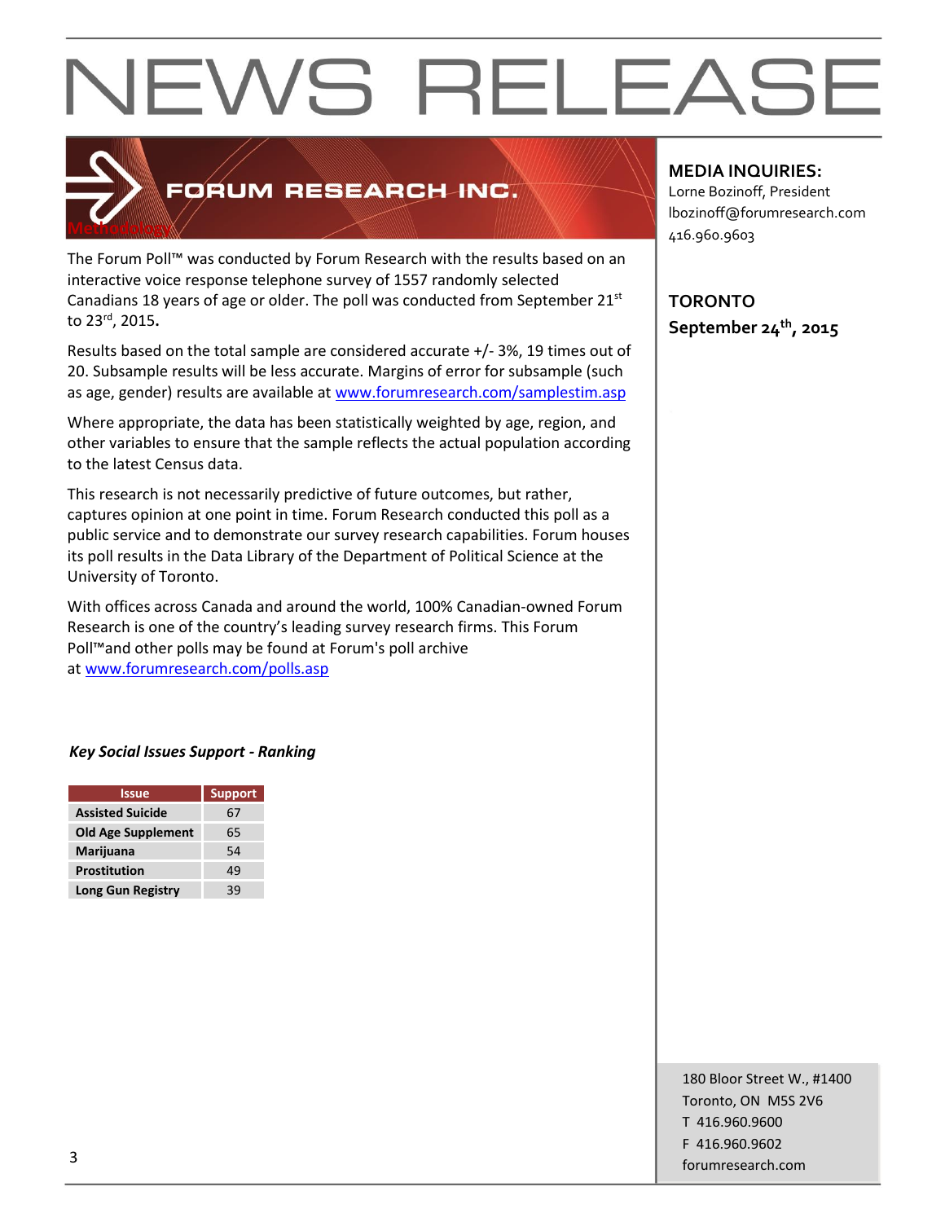# NEWS RELEASE

## FORUM RESEARCH INC.

### Methodology

The Forum Poll™ was conducted by Forum Research with the results based on an interactive voice response telephone survey of 1557 randomly selected Canadians 18 years of age or older. The poll was conducted from September 21st to 23rd, 2015**.**

Results based on the total sample are considered accurate +/- 3%, 19 times out of 20. Subsample results will be less accurate. Margins of error for subsample (such as age, gender) results are available at www.forumresearch.com/samplestim.asp

Where appropriate, the data has been statistically weighted by age, region, and other variables to ensure that the sample reflects the actual population according to the latest Census data.

This research is not necessarily predictive of future outcomes, but rather, captures opinion at one point in time. Forum Research conducted this poll as a public service and to demonstrate our survey research capabilities. Forum houses its poll results in the Data Library of the Department of Political Science at the University of Toronto.

With offices across Canada and around the world, 100% Canadian-owned Forum Research is one of the country's leading survey research firms. This Forum Poll™and other polls may be found at Forum's poll archive at www.forumresearch.com/polls.asp

***Key Social Issues Support - Ranking***

| Issue | Support |
|---|---|
| **Assisted Suicide** | 67 |
| **Old Age Supplement** | 65 |
| **Marijuana** | 54 |
| **Prostitution** | 49 |
| **Long Gun Registry** | 39 |

**MEDIA INQUIRIES:**
Lorne Bozinoff, President
lbozinoff@forumresearch.com
416.960.9603

**TORONTO**
**September 24th, 2015**

180 Bloor Street W., #1400
Toronto, ON M5S 2V6
T 416.960.9600
F 416.960.9602
forumresearch.com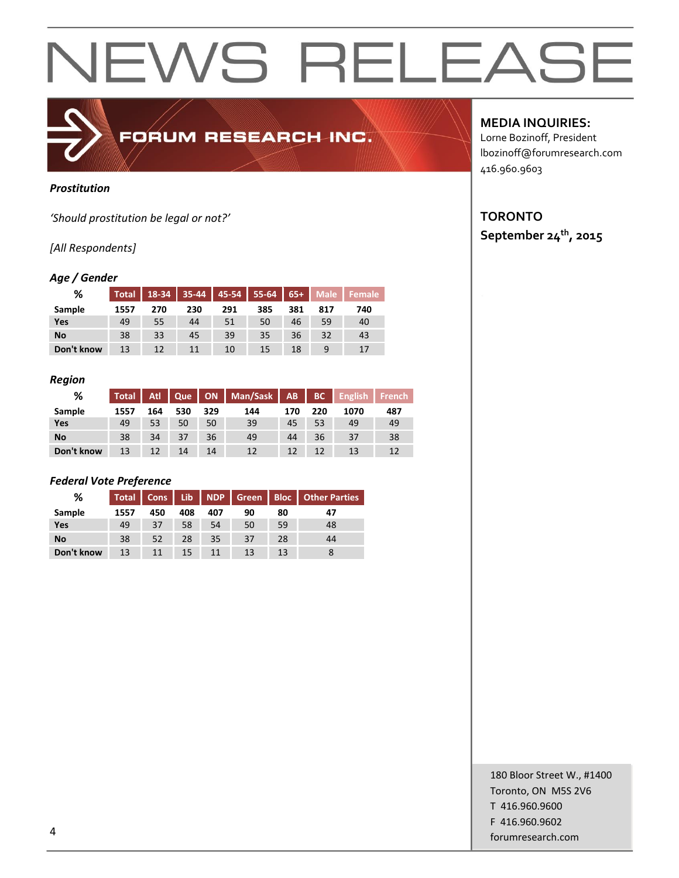# NEWS RELEASE

FORUM RESEARCH INC.

**MEDIA INQUIRIES:**
Lorne Bozinoff, President
lbozinoff@forumresearch.com
416.960.9603

**TORONTO**
**September 24th, 2015**

***Prostitution***

*'Should prostitution be legal or not?'*

*[All Respondents]*

### *Age / Gender*

| % | Total | 18-34 | 35-44 | 45-54 | 55-64 | 65+ | Male | Female |
|---|---|---|---|---|---|---|---|---|
| **Sample** | 1557 | 270 | 230 | 291 | 385 | 381 | 817 | 740 |
| **Yes** | 49 | 55 | 44 | 51 | 50 | 46 | 59 | 40 |
| **No** | 38 | 33 | 45 | 39 | 35 | 36 | 32 | 43 |
| **Don't know** | 13 | 12 | 11 | 10 | 15 | 18 | 9 | 17 |

### *Region*

| % | Total | Atl | Que | ON | Man/Sask | AB | BC | English | French |
|---|---|---|---|---|---|---|---|---|---|
| **Sample** | 1557 | 164 | 530 | 329 | 144 | 170 | 220 | 1070 | 487 |
| **Yes** | 49 | 53 | 50 | 50 | 39 | 45 | 53 | 49 | 49 |
| **No** | 38 | 34 | 37 | 36 | 49 | 44 | 36 | 37 | 38 |
| **Don't know** | 13 | 12 | 14 | 14 | 12 | 12 | 12 | 13 | 12 |

### *Federal Vote Preference*

| % | Total | Cons | Lib | NDP | Green | Bloc | Other Parties |
|---|---|---|---|---|---|---|---|
| **Sample** | 1557 | 450 | 408 | 407 | 90 | 80 | 47 |
| **Yes** | 49 | 37 | 58 | 54 | 50 | 59 | 48 |
| **No** | 38 | 52 | 28 | 35 | 37 | 28 | 44 |
| **Don't know** | 13 | 11 | 15 | 11 | 13 | 13 | 8 |

180 Bloor Street W., #1400
Toronto, ON M5S 2V6
T 416.960.9600
F 416.960.9602
forumresearch.com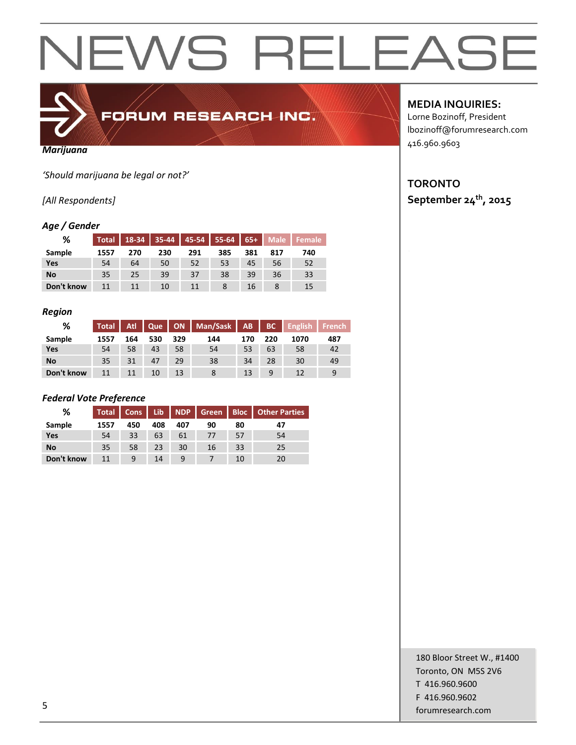# NEWS RELEASE

FORUM RESEARCH INC.

**MEDIA INQUIRIES:**
Lorne Bozinoff, President
lbozinoff@forumresearch.com
416.960.9603

**TORONTO**
**September 24th, 2015**

***Marijuana***

*'Should marijuana be legal or not?'*

*[All Respondents]*

### *Age / Gender*

| % | Total | 18-34 | 35-44 | 45-54 | 55-64 | 65+ | Male | Female |
|---|---|---|---|---|---|---|---|---|
| **Sample** | 1557 | 270 | 230 | 291 | 385 | 381 | 817 | 740 |
| **Yes** | 54 | 64 | 50 | 52 | 53 | 45 | 56 | 52 |
| **No** | 35 | 25 | 39 | 37 | 38 | 39 | 36 | 33 |
| **Don't know** | 11 | 11 | 10 | 11 | 8 | 16 | 8 | 15 |

### *Region*

| % | Total | Atl | Que | ON | Man/Sask | AB | BC | English | French |
|---|---|---|---|---|---|---|---|---|---|
| **Sample** | 1557 | 164 | 530 | 329 | 144 | 170 | 220 | 1070 | 487 |
| **Yes** | 54 | 58 | 43 | 58 | 54 | 53 | 63 | 58 | 42 |
| **No** | 35 | 31 | 47 | 29 | 38 | 34 | 28 | 30 | 49 |
| **Don't know** | 11 | 11 | 10 | 13 | 8 | 13 | 9 | 12 | 9 |

### *Federal Vote Preference*

| % | Total | Cons | Lib | NDP | Green | Bloc | Other Parties |
|---|---|---|---|---|---|---|---|
| **Sample** | 1557 | 450 | 408 | 407 | 90 | 80 | 47 |
| **Yes** | 54 | 33 | 63 | 61 | 77 | 57 | 54 |
| **No** | 35 | 58 | 23 | 30 | 16 | 33 | 25 |
| **Don't know** | 11 | 9 | 14 | 9 | 7 | 10 | 20 |

180 Bloor Street W., #1400
Toronto, ON M5S 2V6
T 416.960.9600
F 416.960.9602
forumresearch.com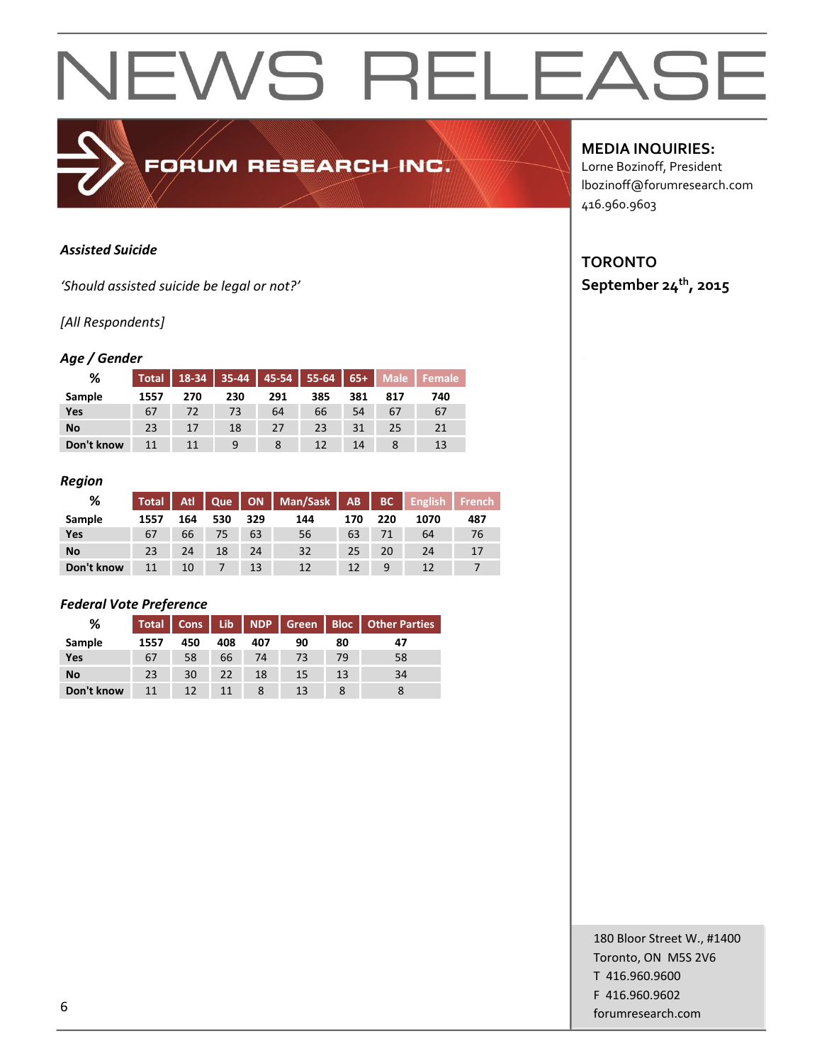# NEWS RELEASE

FORUM RESEARCH INC.

**MEDIA INQUIRIES:**
Lorne Bozinoff, President
lbozinoff@forumresearch.com
416.960.9603

**TORONTO**
**September 24th, 2015**

***Assisted Suicide***

*'Should assisted suicide be legal or not?'*

*[All Respondents]*

***Age / Gender***

| % | Total | 18-34 | 35-44 | 45-54 | 55-64 | 65+ | Male | Female |
|---|---|---|---|---|---|---|---|---|
| **Sample** | **1557** | **270** | **230** | **291** | **385** | **381** | **817** | **740** |
| **Yes** | 67 | 72 | 73 | 64 | 66 | 54 | 67 | 67 |
| **No** | 23 | 17 | 18 | 27 | 23 | 31 | 25 | 21 |
| **Don't know** | 11 | 11 | 9 | 8 | 12 | 14 | 8 | 13 |

***Region***

| % | Total | Atl | Que | ON | Man/Sask | AB | BC | English | French |
|---|---|---|---|---|---|---|---|---|---|
| **Sample** | **1557** | **164** | **530** | **329** | **144** | **170** | **220** | **1070** | **487** |
| **Yes** | 67 | 66 | 75 | 63 | 56 | 63 | 71 | 64 | 76 |
| **No** | 23 | 24 | 18 | 24 | 32 | 25 | 20 | 24 | 17 |
| **Don't know** | 11 | 10 | 7 | 13 | 12 | 12 | 9 | 12 | 7 |

***Federal Vote Preference***

| % | Total | Cons | Lib | NDP | Green | Bloc | Other Parties |
|---|---|---|---|---|---|---|---|
| **Sample** | **1557** | **450** | **408** | **407** | **90** | **80** | **47** |
| **Yes** | 67 | 58 | 66 | 74 | 73 | 79 | 58 |
| **No** | 23 | 30 | 22 | 18 | 15 | 13 | 34 |
| **Don't know** | 11 | 12 | 11 | 8 | 13 | 8 | 8 |

180 Bloor Street W., #1400
Toronto, ON M5S 2V6
T 416.960.9600
F 416.960.9602
forumresearch.com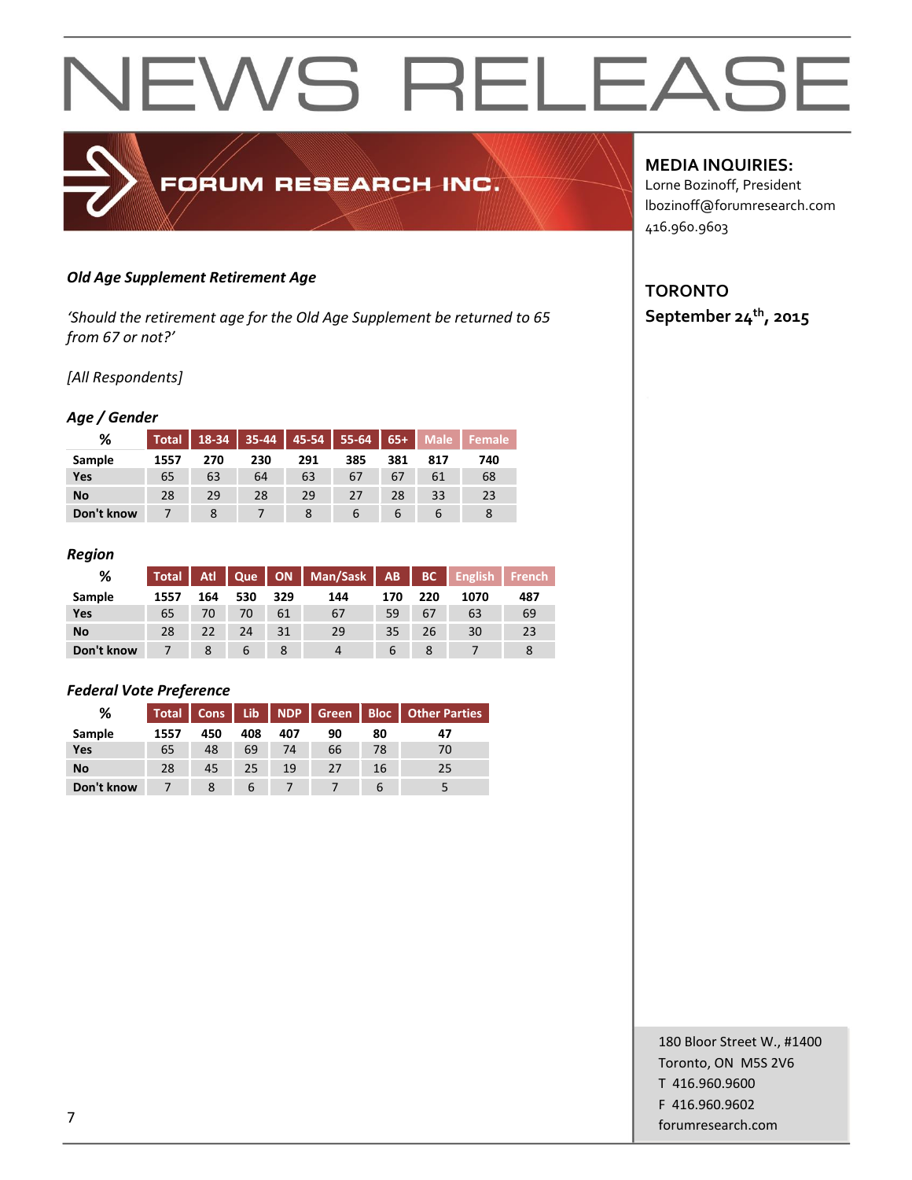# NEWS RELEASE

FORUM RESEARCH INC.

**MEDIA INQUIRIES:**
Lorne Bozinoff, President
lbozinoff@forumresearch.com
416.960.9603

**TORONTO**
**September 24th, 2015**

***Old Age Supplement Retirement Age***

*'Should the retirement age for the Old Age Supplement be returned to 65 from 67 or not?'*

*[All Respondents]*

***Age / Gender***

| % | Total | 18-34 | 35-44 | 45-54 | 55-64 | 65+ | Male | Female |
|---|---|---|---|---|---|---|---|---|
| **Sample** | 1557 | 270 | 230 | 291 | 385 | 381 | 817 | 740 |
| **Yes** | 65 | 63 | 64 | 63 | 67 | 67 | 61 | 68 |
| **No** | 28 | 29 | 28 | 29 | 27 | 28 | 33 | 23 |
| **Don't know** | 7 | 8 | 7 | 8 | 6 | 6 | 6 | 8 |

***Region***

| % | Total | Atl | Que | ON | Man/Sask | AB | BC | English | French |
|---|---|---|---|---|---|---|---|---|---|
| **Sample** | 1557 | 164 | 530 | 329 | 144 | 170 | 220 | 1070 | 487 |
| **Yes** | 65 | 70 | 70 | 61 | 67 | 59 | 67 | 63 | 69 |
| **No** | 28 | 22 | 24 | 31 | 29 | 35 | 26 | 30 | 23 |
| **Don't know** | 7 | 8 | 6 | 8 | 4 | 6 | 8 | 7 | 8 |

***Federal Vote Preference***

| % | Total | Cons | Lib | NDP | Green | Bloc | Other Parties |
|---|---|---|---|---|---|---|---|
| **Sample** | 1557 | 450 | 408 | 407 | 90 | 80 | 47 |
| **Yes** | 65 | 48 | 69 | 74 | 66 | 78 | 70 |
| **No** | 28 | 45 | 25 | 19 | 27 | 16 | 25 |
| **Don't know** | 7 | 8 | 6 | 7 | 7 | 6 | 5 |

180 Bloor Street W., #1400
Toronto, ON M5S 2V6
T 416.960.9600
F 416.960.9602
forumresearch.com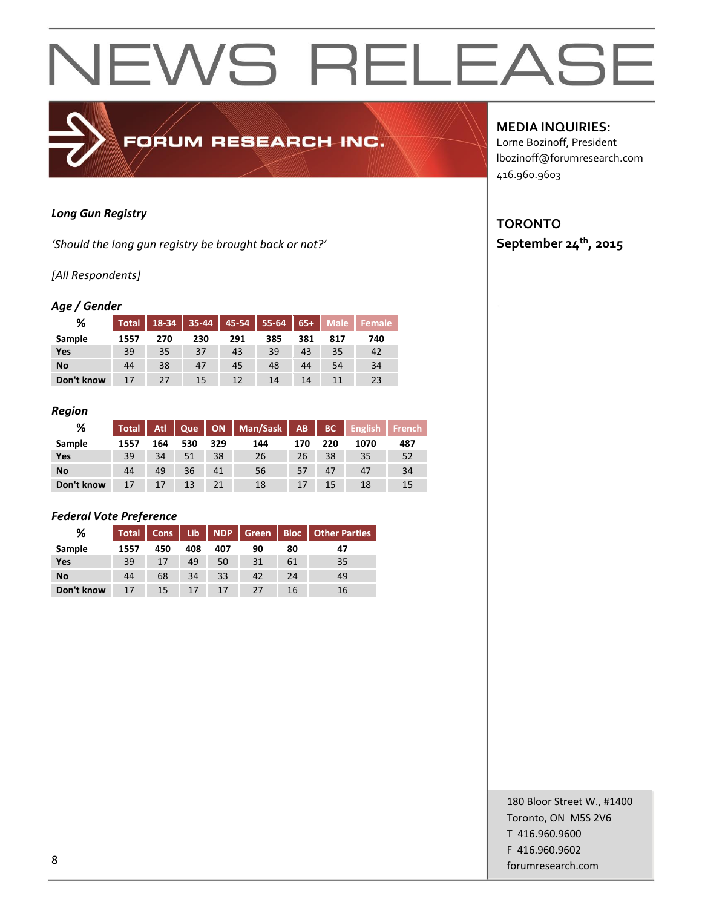# NEWS RELEASE

FORUM RESEARCH INC.

**MEDIA INQUIRIES:**
Lorne Bozinoff, President
lbozinoff@forumresearch.com
416.960.9603

**TORONTO**
**September 24th, 2015**

***Long Gun Registry***

*'Should the long gun registry be brought back or not?'*

*[All Respondents]*

***Age / Gender***

| % | Total | 18-34 | 35-44 | 45-54 | 55-64 | 65+ | Male | Female |
|---|---|---|---|---|---|---|---|---|
| Sample | 1557 | 270 | 230 | 291 | 385 | 381 | 817 | 740 |
| Yes | 39 | 35 | 37 | 43 | 39 | 43 | 35 | 42 |
| No | 44 | 38 | 47 | 45 | 48 | 44 | 54 | 34 |
| Don't know | 17 | 27 | 15 | 12 | 14 | 14 | 11 | 23 |

***Region***

| % | Total | Atl | Que | ON | Man/Sask | AB | BC | English | French |
|---|---|---|---|---|---|---|---|---|---|
| Sample | 1557 | 164 | 530 | 329 | 144 | 170 | 220 | 1070 | 487 |
| Yes | 39 | 34 | 51 | 38 | 26 | 26 | 38 | 35 | 52 |
| No | 44 | 49 | 36 | 41 | 56 | 57 | 47 | 47 | 34 |
| Don't know | 17 | 17 | 13 | 21 | 18 | 17 | 15 | 18 | 15 |

***Federal Vote Preference***

| % | Total | Cons | Lib | NDP | Green | Bloc | Other Parties |
|---|---|---|---|---|---|---|---|
| Sample | 1557 | 450 | 408 | 407 | 90 | 80 | 47 |
| Yes | 39 | 17 | 49 | 50 | 31 | 61 | 35 |
| No | 44 | 68 | 34 | 33 | 42 | 24 | 49 |
| Don't know | 17 | 15 | 17 | 17 | 27 | 16 | 16 |

180 Bloor Street W., #1400
Toronto, ON M5S 2V6
T 416.960.9600
F 416.960.9602
forumresearch.com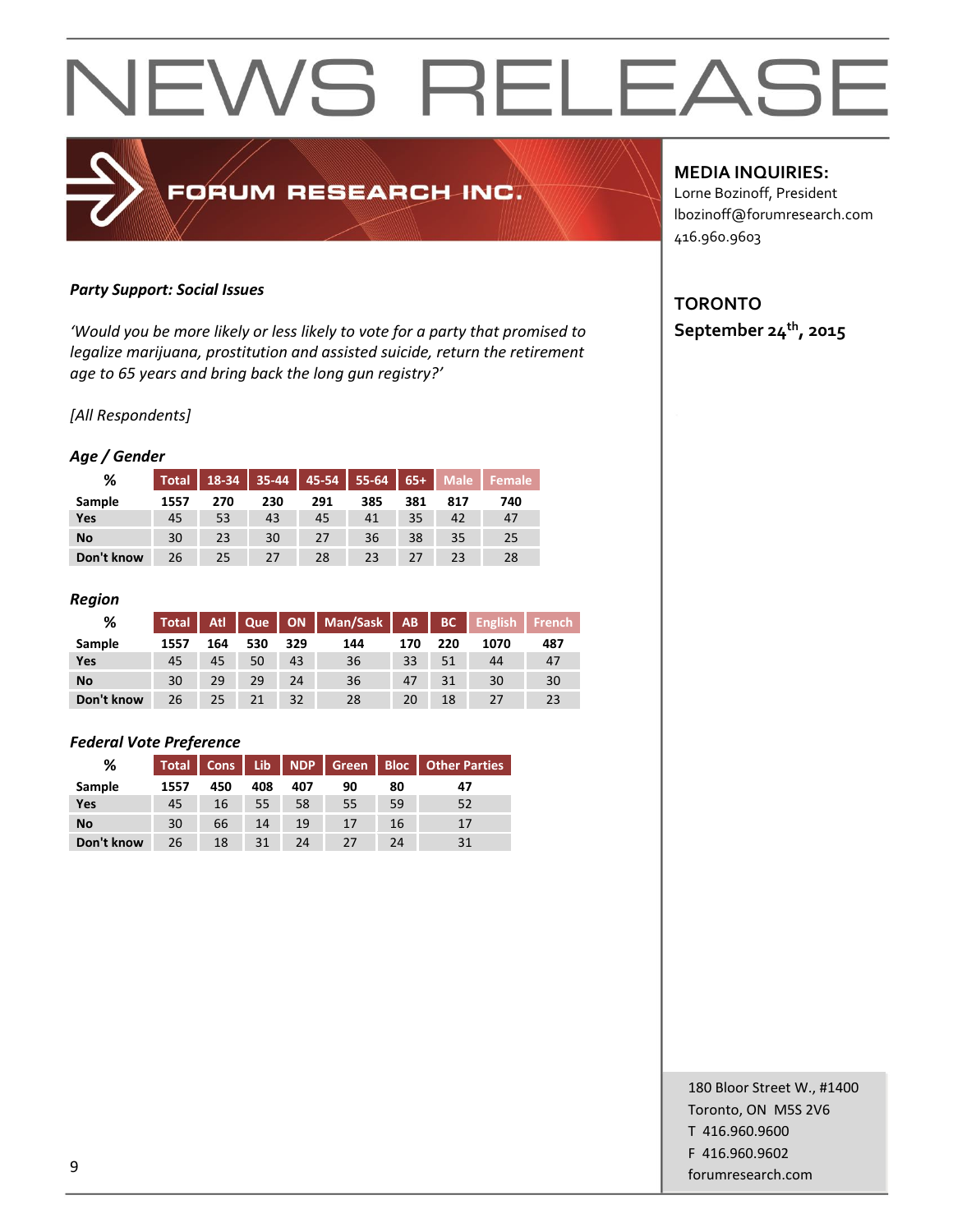# NEWS RELEASE

FORUM RESEARCH INC.

**MEDIA INQUIRIES:**
Lorne Bozinoff, President
lbozinoff@forumresearch.com
416.960.9603

**TORONTO**
**September 24th, 2015**

***Party Support: Social Issues***

*'Would you be more likely or less likely to vote for a party that promised to legalize marijuana, prostitution and assisted suicide, return the retirement age to 65 years and bring back the long gun registry?'*

*[All Respondents]*

***Age / Gender***

| % | Total | 18-34 | 35-44 | 45-54 | 55-64 | 65+ | Male | Female |
|---|---|---|---|---|---|---|---|---|
| Sample | 1557 | 270 | 230 | 291 | 385 | 381 | 817 | 740 |
| Yes | 45 | 53 | 43 | 45 | 41 | 35 | 42 | 47 |
| No | 30 | 23 | 30 | 27 | 36 | 38 | 35 | 25 |
| Don't know | 26 | 25 | 27 | 28 | 23 | 27 | 23 | 28 |

***Region***

| % | Total | Atl | Que | ON | Man/Sask | AB | BC | English | French |
|---|---|---|---|---|---|---|---|---|---|
| Sample | 1557 | 164 | 530 | 329 | 144 | 170 | 220 | 1070 | 487 |
| Yes | 45 | 45 | 50 | 43 | 36 | 33 | 51 | 44 | 47 |
| No | 30 | 29 | 29 | 24 | 36 | 47 | 31 | 30 | 30 |
| Don't know | 26 | 25 | 21 | 32 | 28 | 20 | 18 | 27 | 23 |

***Federal Vote Preference***

| % | Total | Cons | Lib | NDP | Green | Bloc | Other Parties |
|---|---|---|---|---|---|---|---|
| Sample | 1557 | 450 | 408 | 407 | 90 | 80 | 47 |
| Yes | 45 | 16 | 55 | 58 | 55 | 59 | 52 |
| No | 30 | 66 | 14 | 19 | 17 | 16 | 17 |
| Don't know | 26 | 18 | 31 | 24 | 27 | 24 | 31 |

180 Bloor Street W., #1400
Toronto, ON M5S 2V6
T 416.960.9600
F 416.960.9602
forumresearch.com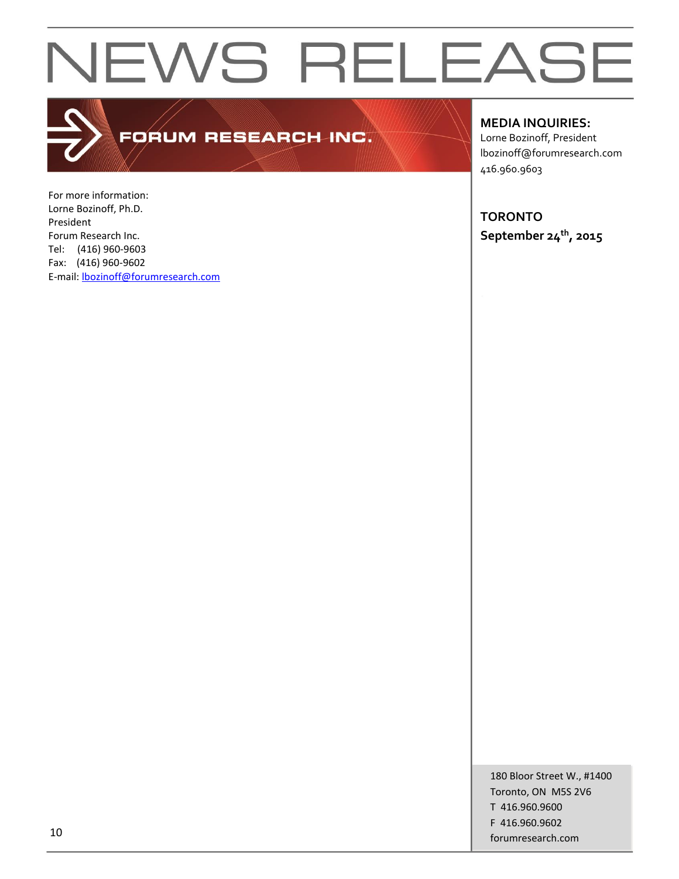# NEWS RELEASE

FORUM RESEARCH INC.

**MEDIA INQUIRIES:**
Lorne Bozinoff, President
lbozinoff@forumresearch.com
416.960.9603

**TORONTO**
**September 24th, 2015**

For more information:
Lorne Bozinoff, Ph.D.
President
Forum Research Inc.
Tel: (416) 960-9603
Fax: (416) 960-9602
E-mail: lbozinoff@forumresearch.com

180 Bloor Street W., #1400
Toronto, ON M5S 2V6
T 416.960.9600
F 416.960.9602
forumresearch.com